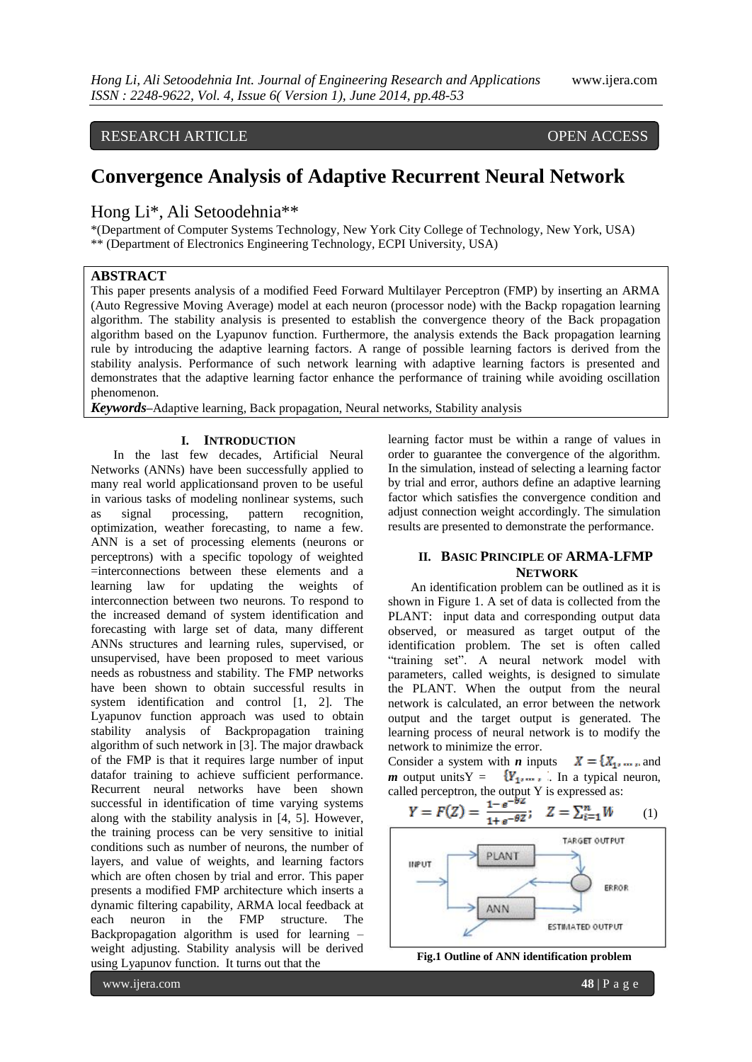RESEARCH ARTICLE OPEN ACCESS

# Convergence Analysis of Adaptive Recurrent Neural Network

Hong Li*, Ali Setoodehnia**

*(Department of Computer Systems Technology, New York City College of Technology, New York, USA)
** (Department of Electronics Engineering Technology, ECPI University, USA)

## ABSTRACT

This paper presents analysis of a modified Feed Forward Multilayer Perceptron (FMP) by inserting an ARMA (Auto Regressive Moving Average) model at each neuron (processor node) with the Backp ropagation learning algorithm. The stability analysis is presented to establish the convergence theory of the Back propagation algorithm based on the Lyapunov function. Furthermore, the analysis extends the Back propagation learning rule by introducing the adaptive learning factors. A range of possible learning factors is derived from the stability analysis. Performance of such network learning with adaptive learning factors is presented and demonstrates that the adaptive learning factor enhance the performance of training while avoiding oscillation phenomenon.

***Keywords***–Adaptive learning, Back propagation, Neural networks, Stability analysis

## I. INTRODUCTION

In the last few decades, Artificial Neural Networks (ANNs) have been successfully applied to many real world applicationsand proven to be useful in various tasks of modeling nonlinear systems, such as signal processing, pattern recognition, optimization, weather forecasting, to name a few. ANN is a set of processing elements (neurons or perceptrons) with a specific topology of weighted =interconnections between these elements and a learning law for updating the weights of interconnection between two neurons. To respond to the increased demand of system identification and forecasting with large set of data, many different ANNs structures and learning rules, supervised, or unsupervised, have been proposed to meet various needs as robustness and stability. The FMP networks have been shown to obtain successful results in system identification and control [1, 2]. The Lyapunov function approach was used to obtain stability analysis of Backpropagation training algorithm of such network in [3]. The major drawback of the FMP is that it requires large number of input datafor training to achieve sufficient performance. Recurrent neural networks have been shown successful in identification of time varying systems along with the stability analysis in [4, 5]. However, the training process can be very sensitive to initial conditions such as number of neurons, the number of layers, and value of weights, and learning factors which are often chosen by trial and error. This paper presents a modified FMP architecture which inserts a dynamic filtering capability, ARMA local feedback at each neuron in the FMP structure. The Backpropagation algorithm is used for learning – weight adjusting. Stability analysis will be derived using Lyapunov function. It turns out that the learning factor must be within a range of values in order to guarantee the convergence of the algorithm. In the simulation, instead of selecting a learning factor by trial and error, authors define an adaptive learning factor which satisfies the convergence condition and adjust connection weight accordingly. The simulation results are presented to demonstrate the performance.

## II. BASIC PRINCIPLE OF ARMA-LFMP NETWORK

An identification problem can be outlined as it is shown in Figure 1. A set of data is collected from the PLANT: input data and corresponding output data observed, or measured as target output of the identification problem. The set is often called "training set". A neural network model with parameters, called weights, is designed to simulate the PLANT. When the output from the neural network is calculated, an error between the network output and the target output is generated. The learning process of neural network is to modify the network to minimize the error.

Consider a system with ***n*** inputs $X = \{X_1, \ldots,$ and ***m*** output units $Y = \{Y_1, \ldots,$. In a typical neuron, called perceptron, the output Y is expressed as:

$$Y = F(Z) = \frac{1-e^{-bZ}}{1+e^{-bZ}}; \quad Z = \sum_{i=1}^{n} W \tag{1}$$

**Fig.1 Outline of ANN identification problem**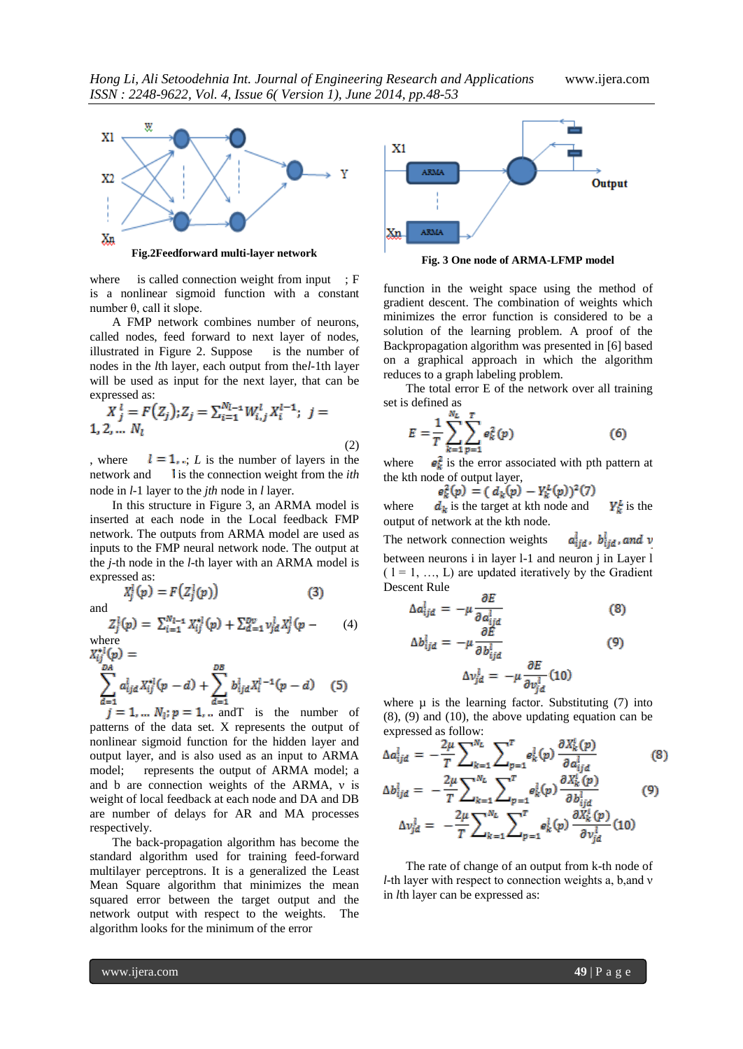Fig.2Feedforward multi-layer network

where is called connection weight from input ; F is a nonlinear sigmoid function with a constant number θ, call it slope.

A FMP network combines number of neurons, called nodes, feed forward to next layer of nodes, illustrated in Figure 2. Suppose is the number of nodes in the *l*th layer, each output from the*l*-1th layer will be used as input for the next layer, that can be expressed as:

$$X_j^l = F(Z_j); Z_j = \sum_{i=1}^{N_l-1} W_{i,j}^l X_i^{l-1};\ j = 1, 2, \dots N_l \tag{2}$$

, where $l = 1, ..$; *L* is the number of layers in the network and $l$ is the connection weight from the *ith* node in *l*-1 layer to the *jth* node in *l* layer.

In this structure in Figure 3, an ARMA model is inserted at each node in the Local feedback FMP network. The outputs from ARMA model are used as inputs to the FMP neural network node. The output at the *j*-th node in the *l*-th layer with an ARMA model is expressed as:

$$X_j^l(p) = F\left(Z_j^l(p)\right) \tag{3}$$

and

$$Z_j^l(p) = \sum_{i=1}^{N_l-1} X_{ij}^{*l}(p) + \sum_{d=1}^{DV} v_{jd}^l X_j^l(p - \tag{4}$$

where

$$X_{ij}^{*l}(p) = \sum_{d=1}^{DA} a_{ijd}^l X_{ij}^{*l}(p-d) + \sum_{d=1}^{DB} b_{ijd}^l X_i^{l-1}(p-d) \tag{5}$$

$j = 1, \dots N_l; p = 1, ..$ andT is the number of patterns of the data set. X represents the output of nonlinear sigmoid function for the hidden layer and output layer, and is also used as an input to ARMA model; represents the output of ARMA model; a and b are connection weights of the ARMA, v is weight of local feedback at each node and DA and DB are number of delays for AR and MA processes respectively.

The back-propagation algorithm has become the standard algorithm used for training feed-forward multilayer perceptrons. It is a generalized the Least Mean Square algorithm that minimizes the mean squared error between the target output and the network output with respect to the weights. The algorithm looks for the minimum of the error function in the weight space using the method of gradient descent. The combination of weights which minimizes the error function is considered to be a solution of the learning problem. A proof of the Backpropagation algorithm was presented in [6] based on a graphical approach in which the algorithm reduces to a graph labeling problem.

Fig. 3 One node of ARMA-LFMP model

The total error E of the network over all training set is defined as

$$E = \frac{1}{T}\sum_{k=1}^{N_L}\sum_{p=1}^{T} e_k^2(p) \tag{6}$$

where $e_k^2$ is the error associated with pth pattern at the kth node of output layer,

$$e_k^2(p) = (d_k(p) - Y_k^L(p))^2 \tag{7}$$

where $d_k$ is the target at kth node and $Y_k^L$ is the output of network at the kth node.

The network connection weights $a_{ijd}^l$, $b_{ijd}^l$, and $v$ between neurons i in layer l-1 and neuron j in Layer l ( l = 1, …, L) are updated iteratively by the Gradient Descent Rule

$$\Delta a_{ijd}^l = -\mu \frac{\partial E}{\partial a_{ijd}^l} \tag{8}$$

$$\Delta b_{ijd}^l = -\mu \frac{\partial E}{\partial b_{ijd}^l} \tag{9}$$

$$\Delta v_{jd}^l = -\mu \frac{\partial E}{\partial v_{jd}^l} \tag{10}$$

where μ is the learning factor. Substituting (7) into (8), (9) and (10), the above updating equation can be expressed as follow:

$$\Delta a_{ijd}^l = -\frac{2\mu}{T}\sum_{k=1}^{N_L}\sum_{p=1}^{T} e_k^l(p)\frac{\partial X_k^l(p)}{\partial a_{ijd}^l} \tag{8}$$

$$\Delta b_{ijd}^l = -\frac{2\mu}{T}\sum_{k=1}^{N_L}\sum_{p=1}^{T} e_k^l(p)\frac{\partial X_k^l(p)}{\partial b_{ijd}^l} \tag{9}$$

$$\Delta v_{jd}^l = -\frac{2\mu}{T}\sum_{k=1}^{N_L}\sum_{p=1}^{T} e_k^l(p)\frac{\partial X_k^l(p)}{\partial v_{jd}^l} \tag{10}$$

The rate of change of an output from k-th node of *l*-th layer with respect to connection weights a, b,and v in *l*th layer can be expressed as: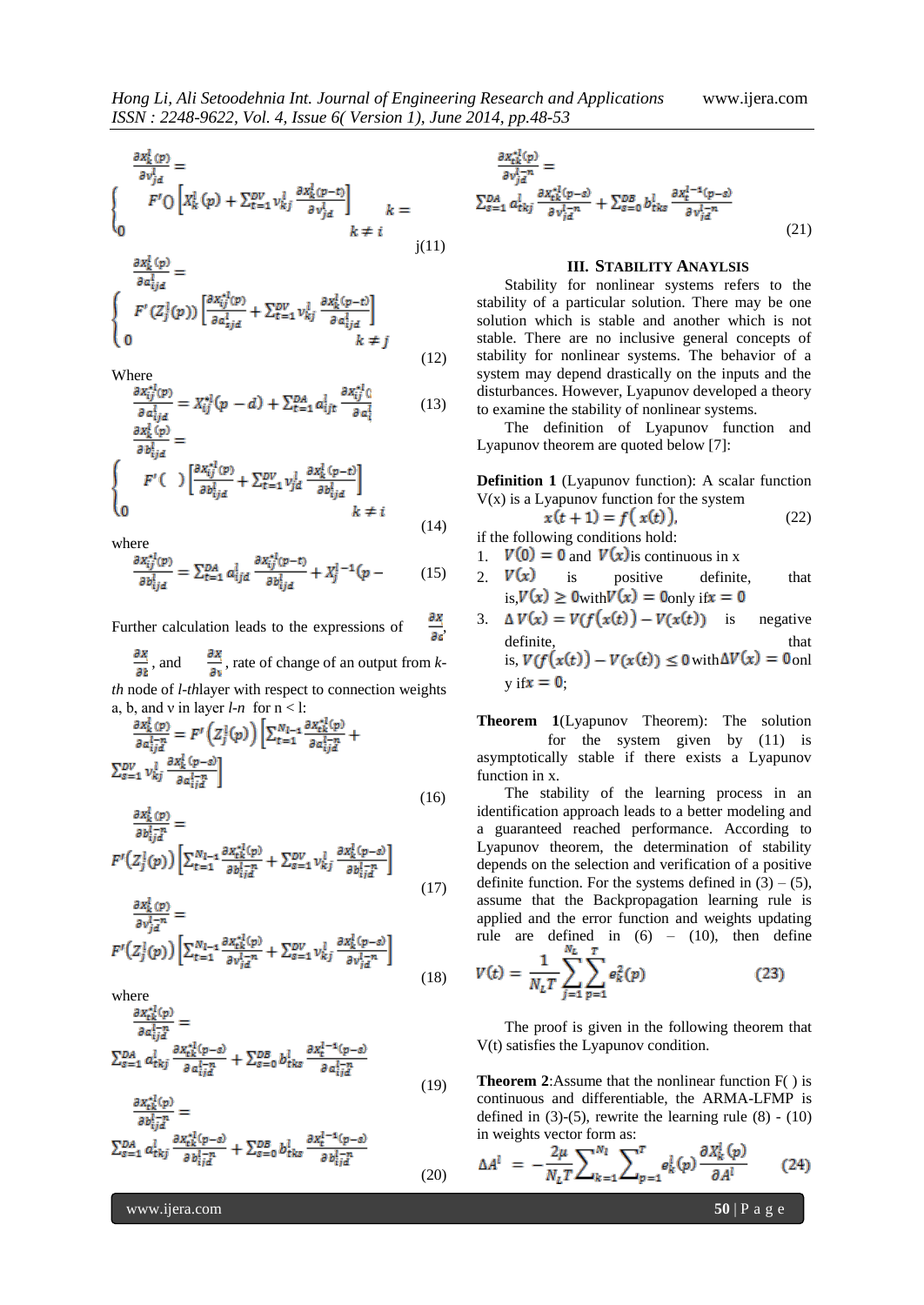$$\frac{\partial x_k^l(p)}{\partial v_{jd}^l} = \begin{cases} F'() \left[ X_k^l(p) + \sum_{t=1}^{DV} v_{kj}^l \frac{\partial x_k^l(p-t)}{\partial v_{jd}^l} \right] & k = \\ 0 & k \neq i \end{cases} \quad \text{j(11)}$$

$$\frac{\partial x_k^l(p)}{\partial a_{ijd}^l} = \begin{cases} F'(Z_j^l(p)) \left[ \frac{\partial x_{ij}^{*l}(p)}{\partial a_{ijd}^l} + \sum_{t=1}^{DV} v_{kj}^l \frac{\partial x_k^l(p-t)}{\partial a_{ijd}^l} \right] \\ 0 & k \neq j \end{cases} \quad (12)$$

Where

$$\frac{\partial x_{ij}^{*l}(p)}{\partial a_{ijd}^l} = X_{ij}^{*l}(p-d) + \sum_{t=1}^{DA} a_{ijt}^l \frac{\partial x_{ij}^{*l}()}{\partial a_i^l} \quad (13)$$

$$\frac{\partial x_k^l(p)}{\partial b_{ijd}^l} = \begin{cases} F'(\ ) \left[ \frac{\partial x_{ij}^{*l}(p)}{\partial b_{ijd}^l} + \sum_{t=1}^{DV} v_{jd}^l \frac{\partial x_k^l(p-t)}{\partial b_{ijd}^l} \right] \\ 0 & k \neq i \end{cases} \quad (14)$$

where

$$\frac{\partial x_{ij}^{*l}(p)}{\partial b_{ijd}^l} = \sum_{t=1}^{DA} a_{ijd}^l \frac{\partial x_{ij}^{*l}(p-t)}{\partial b_{ijd}^l} + X_j^{l-1}(p- \quad (15)$$

Further calculation leads to the expressions of $\frac{\partial x}{\partial c}$, $\frac{\partial x}{\partial t}$, and $\frac{\partial x}{\partial v}$, rate of change of an output from *k-th* node of *l-th*layer with respect to connection weights a, b, and v in layer *l-n* for n < l:

$$\frac{\partial x_k^l(p)}{\partial a_{ijd}^{l-n}} = F'\left(Z_j^l(p)\right) \left[ \sum_{t=1}^{N_{l-1}} \frac{\partial x_{tk}^{*l}(p)}{\partial a_{ijd}^{l-n}} + \sum_{s=1}^{DV} v_{kj}^l \frac{\partial x_k^l(p-s)}{\partial a_{ijd}^{l-n}} \right] \quad (16)$$

$$\frac{\partial x_k^l(p)}{\partial b_{ijd}^{l-n}} = F'(Z_j^l(p)) \left[ \sum_{t=1}^{N_{l-1}} \frac{\partial x_{tk}^{*l}(p)}{\partial b_{ijd}^{l-n}} + \sum_{s=1}^{DV} v_{kj}^l \frac{\partial x_k^l(p-s)}{\partial b_{ijd}^{l-n}} \right] \quad (17)$$

$$\frac{\partial x_k^l(p)}{\partial v_{jd}^{l-n}} = F'(Z_j^l(p)) \left[ \sum_{t=1}^{N_{l-1}} \frac{\partial x_{tk}^{*l}(p)}{\partial v_{jd}^{l-n}} + \sum_{s=1}^{DV} v_{kj}^l \frac{\partial x_k^l(p-s)}{\partial v_{jd}^{l-n}} \right] \quad (18)$$

where

$$\frac{\partial x_{tk}^{*l}(p)}{\partial a_{ijd}^{l-n}} = \sum_{s=1}^{DA} a_{tkj}^l \frac{\partial x_{tk}^{*l}(p-s)}{\partial a_{ijd}^{l-n}} + \sum_{s=0}^{DB} b_{tks}^l \frac{\partial x_t^{l-1}(p-s)}{\partial a_{ijd}^{l-n}} \quad (19)$$

$$\frac{\partial x_{tk}^{*l}(p)}{\partial b_{ijd}^{l-n}} = \sum_{s=1}^{DA} a_{tkj}^l \frac{\partial x_{tk}^{*l}(p-s)}{\partial b_{ijd}^{l-n}} + \sum_{s=0}^{DB} b_{tks}^l \frac{\partial x_t^{l-1}(p-s)}{\partial b_{ijd}^{l-n}} \quad (20)$$

$$\frac{\partial x_{tk}^{*l}(p)}{\partial v_{jd}^{l-n}} = \sum_{s=1}^{DA} a_{tkj}^l \frac{\partial x_{tk}^{*l}(p-s)}{\partial v_{jd}^{l-n}} + \sum_{s=0}^{DB} b_{tks}^l \frac{\partial x_t^{l-1}(p-s)}{\partial v_{jd}^{l-n}} \quad (21)$$

## III. STABILITY ANAYLSIS

Stability for nonlinear systems refers to the stability of a particular solution. There may be one solution which is stable and another which is not stable. There are no inclusive general concepts of stability for nonlinear systems. The behavior of a system may depend drastically on the inputs and the disturbances. However, Lyapunov developed a theory to examine the stability of nonlinear systems.

The definition of Lyapunov function and Lyapunov theorem are quoted below [7]:

**Definition 1** (Lyapunov function): A scalar function V(x) is a Lyapunov function for the system

$$x(t+1) = f\left(x(t)\right), \quad (22)$$

if the following conditions hold:

1. $V(0) = 0$ and $V(x)$is continuous in x
2. $V(x)$ is positive definite, that is,$V(x) \geq 0$with$V(x) = 0$only if$x = 0$
3. $\Delta V(x) = V(f(x(t)) - V(x(t))$ is negative definite, that is, $V(f(x(t)) - V(x(t)) \leq 0$with$\Delta V(x) = 0$only if$x = 0$;

**Theorem 1**(Lyapunov Theorem): The solution for the system given by (11) is asymptotically stable if there exists a Lyapunov function in x.

The stability of the learning process in an identification approach leads to a better modeling and a guaranteed reached performance. According to Lyapunov theorem, the determination of stability depends on the selection and verification of a positive definite function. For the systems defined in (3) – (5), assume that the Backpropagation learning rule is applied and the error function and weights updating rule are defined in (6) – (10), then define

$$V(t) = \frac{1}{N_L T} \sum_{j=1}^{N_L} \sum_{p=1}^{T} e_k^2(p) \quad (23)$$

The proof is given in the following theorem that V(t) satisfies the Lyapunov condition.

**Theorem 2**:Assume that the nonlinear function F( ) is continuous and differentiable, the ARMA-LFMP is defined in (3)-(5), rewrite the learning rule (8) - (10) in weights vector form as:

$$\Delta A^l = -\frac{2\mu}{N_L T} \sum_{k=1}^{N_l} \sum_{p=1}^{T} e_k^l(p) \frac{\partial X_k^l(p)}{\partial A^l} \quad (24)$$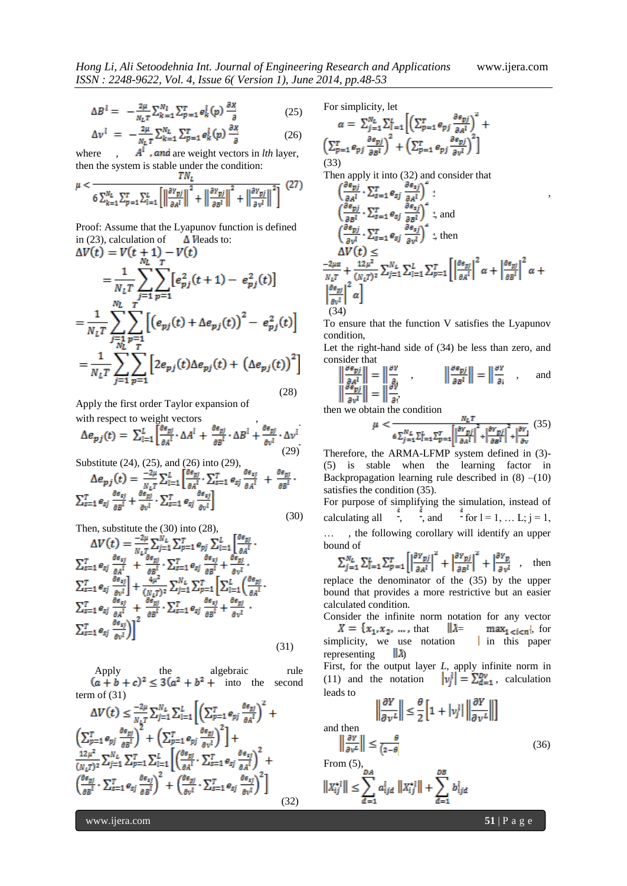$$\Delta B^l = -\frac{2\mu}{N_L T}\sum_{k=1}^{N_l}\sum_{p=1}^{T} e_k^l(p)\,\frac{\partial X}{\partial} \qquad (25)$$

$$\Delta v^l = -\frac{2\mu}{N_L T}\sum_{k=1}^{N_L}\sum_{p=1}^{T} e_k^l(p)\,\frac{\partial X}{\partial} \qquad (26)$$

where , $A^l$, and are weight vectors in *lth* layer, then the system is stable under the condition:

$$\mu < \frac{TN_L}{6\sum_{k=1}^{N_L}\sum_{p=1}^{T}\sum_{l=1}^{L}\left[\left\|\frac{\partial Y_{pj}}{\partial A^l}\right\|^2 + \left\|\frac{\partial Y_{pj}}{\partial B^l}\right\|^2 + \left\|\frac{\partial Y_{pj}}{\partial v^l}\right\|^2\right]} \qquad (27)$$

Proof: Assume that the Lyapunov function is defined in (23), calculation of $\Delta V$ leads to:

$$\Delta V(t) = V(t+1) - V(t)$$

$$= \frac{1}{N_L T}\sum_{j=1}^{N_L}\sum_{p=1}^{T}\left[e_{pj}^2(t+1) - e_{pj}^2(t)\right]$$

$$= \frac{1}{N_L T}\sum_{j=1}^{N_L}\sum_{p=1}^{T}\left[\left(e_{pj}(t) + \Delta e_{pj}(t)\right)^2 - e_{pj}^2(t)\right]$$

$$= \frac{1}{N_L T}\sum_{j=1}^{N_L}\sum_{p=1}^{T}\left[2e_{pj}(t)\Delta e_{pj}(t) + \left(\Delta e_{pj}(t)\right)^2\right] \qquad (28)$$

Apply the first order Taylor expansion of , with respect to weight vectors

$$\Delta e_{pj}(t) = \sum_{l=1}^{L}\left[\frac{\partial e_{pj}}{\partial A^l}\cdot\Delta A^l + \frac{\partial e_{pj}}{\partial B^l}\cdot\Delta B^l + \frac{\partial e_{pj}}{\partial v^l}\cdot\Delta v^l\right] \qquad (29)$$

Substitute (24), (25), and (26) into (29),

$$\Delta e_{pj}(t) = \frac{-2\mu}{N_L T}\sum_{l=1}^{L}\left[\frac{\partial e_{pj}}{\partial A^l}\cdot\sum_{s=1}^{T} e_{sj}\frac{\partial e_{sj}}{\partial A^l} + \frac{\partial e_{pj}}{\partial B^l}\cdot\sum_{s=1}^{T} e_{sj}\frac{\partial e_{sj}}{\partial B^l} + \frac{\partial e_{pj}}{\partial v^l}\cdot\sum_{s=1}^{T} e_{sj}\frac{\partial e_{sj}}{\partial v^l}\right] \qquad (30)$$

Then, substitute the (30) into (28),

$$\Delta V(t) = \frac{-2\mu}{N_L T}\sum_{j=1}^{N_L}\sum_{p=1}^{T} e_{pj}\sum_{l=1}^{L}\left[\frac{\partial e_{pj}}{\partial A^l}\cdot\sum_{s=1}^{T} e_{sj}\frac{\partial e_{sj}}{\partial A^l} + \frac{\partial e_{pj}}{\partial B^l}\cdot\sum_{s=1}^{T} e_{sj}\frac{\partial e_{sj}}{\partial B^l} + \frac{\partial e_{pj}}{\partial v^l}\cdot\sum_{s=1}^{T} e_{sj}\frac{\partial e_{sj}}{\partial v^l}\right] + \frac{4\mu^2}{(N_L T)^2}\sum_{j=1}^{N_L}\sum_{p=1}^{T}\left[\sum_{l=1}^{L}\left(\frac{\partial e_{pj}}{\partial A^l}\cdot\sum_{s=1}^{T} e_{sj}\frac{\partial e_{sj}}{\partial A^l} + \frac{\partial e_{pj}}{\partial B^l}\cdot\sum_{s=1}^{T} e_{sj}\frac{\partial e_{sj}}{\partial B^l} + \frac{\partial e_{pj}}{\partial v^l}\cdot\sum_{s=1}^{T} e_{sj}\frac{\partial e_{sj}}{\partial v^l}\right)\right]^2 \qquad (31)$$

Apply the algebraic rule $(a+b+c)^2 \le 3(a^2+b^2+c^2)$ into the second term of (31)

$$\Delta V(t) \le \frac{-2\mu}{N_L T}\sum_{j=1}^{N_L}\sum_{l=1}^{L}\left[\left(\sum_{p=1}^{T} e_{pj}\frac{\partial e_{pj}}{\partial A^l}\right)^2 + \left(\sum_{p=1}^{T} e_{pj}\frac{\partial e_{pj}}{\partial B^l}\right)^2 + \left(\sum_{p=1}^{T} e_{pj}\frac{\partial e_{pj}}{\partial v^l}\right)^2\right] + \frac{12\mu^2}{(N_L T)^2}\sum_{j=1}^{N_L}\sum_{p=1}^{T}\sum_{l=1}^{L}\left[\left(\frac{\partial e_{pj}}{\partial A^l}\cdot\sum_{s=1}^{T} e_{sj}\frac{\partial e_{sj}}{\partial A^l}\right)^2 + \left(\frac{\partial e_{pj}}{\partial B^l}\cdot\sum_{s=1}^{T} e_{sj}\frac{\partial e_{sj}}{\partial B^l}\right)^2 + \left(\frac{\partial e_{pj}}{\partial v^l}\cdot\sum_{s=1}^{T} e_{sj}\frac{\partial e_{sj}}{\partial v^l}\right)^2\right] \qquad (32)$$

For simplicity, let

$$\alpha = \sum_{j=1}^{N_L}\sum_{l=1}^{L}\left[\left(\sum_{p=1}^{T} e_{pj}\frac{\partial e_{pj}}{\partial A^l}\right)^2 + \left(\sum_{p=1}^{T} e_{pj}\frac{\partial e_{pj}}{\partial B^l}\right)^2 + \left(\sum_{p=1}^{T} e_{pj}\frac{\partial e_{pj}}{\partial v^l}\right)^2\right] \qquad (33)$$

Then apply it into (32) and consider that $\left(\frac{\partial e_{pj}}{\partial A^l}\cdot\sum_{s=1}^{T} e_{sj}\frac{\partial e_{sj}}{\partial A^l}\right)^2 \le$ , $\left(\frac{\partial e_{pj}}{\partial B^l}\cdot\sum_{s=1}^{T} e_{sj}\frac{\partial e_{sj}}{\partial B^l}\right)^2 \le$, and $\left(\frac{\partial e_{pj}}{\partial v^l}\cdot\sum_{s=1}^{T} e_{sj}\frac{\partial e_{sj}}{\partial v^l}\right)^2 \le$, then

$$\Delta V(t) \le \frac{-2\mu\alpha}{N_L T} + \frac{12\mu^2}{(N_L T)^2}\sum_{j=1}^{N_L}\sum_{l=1}^{L}\sum_{p=1}^{T}\left[\left|\frac{\partial e_{pj}}{\partial A^l}\right|^2\alpha + \left|\frac{\partial e_{pj}}{\partial B^l}\right|^2\alpha + \left|\frac{\partial e_{pj}}{\partial v^l}\right|^2\alpha\right] \qquad (34)$$

To ensure that the function V satisfies the Lyapunov condition,

Let the right-hand side of (34) be less than zero, and consider that

$\left\|\frac{\partial e_{pj}}{\partial A^l}\right\| = \left\|\frac{\partial Y}{\partial}\right\|$ , $\left\|\frac{\partial e_{pj}}{\partial B^l}\right\| = \left\|\frac{\partial Y}{\partial}\right\|$ , and $\left\|\frac{\partial e_{pj}}{\partial v^l}\right\| = \left\|\frac{\partial Y}{\partial}\right\|$,

then we obtain the condition

$$\mu < \frac{N_L T}{6\sum_{j=1}^{N_L}\sum_{l=1}^{L}\sum_{p=1}^{T}\left[\left|\frac{\partial Y_{pj}}{\partial A^l}\right|^2 + \left|\frac{\partial Y_{pj}}{\partial B^l}\right|^2 + \left|\frac{\partial Y_j}{\partial v}\right|^2\right]} \qquad (35)$$

Therefore, the ARMA-LFMP system defined in (3)-(5) is stable when the learning factor in Backpropagation learning rule described in (8) –(10) satisfies the condition (35).

For purpose of simplifying the simulation, instead of calculating all , , and for l = 1, … L; j = 1, … , the following corollary will identify an upper bound of

$\sum_{j=1}^{N_L}\sum_{l=1}^{L}\sum_{p=1}^{T}\left[\left|\frac{\partial Y_{pj}}{\partial A^l}\right|^2 + \left|\frac{\partial Y_{pj}}{\partial B^l}\right|^2 + \left|\frac{\partial Y_j}{\partial v^l}\right|\right]$ , then replace the denominator of the (35) by the upper bound that provides a more restrictive but an easier calculated condition.

Consider the infinite norm notation for any vector $X = \{x_1, x_2, \ldots\}$, that $\|X\| = \max_{1\le i\le n}|$, for simplicity, we use notation $|$ in this paper representing $\|X\|$)

First, for the output layer *L*, apply infinite norm in (11) and the notation $|v_j^l| = \sum_{d=1}^{Dv}$, calculation leads to

$$\left\|\frac{\partial Y}{\partial v^L}\right\| \le \frac{\theta}{2}\left[1 + |v_j^l|\left\|\frac{\partial Y}{\partial v^L}\right\|\right]$$

and then

$$\left\|\frac{\partial Y}{\partial v^L}\right\| \le \frac{\theta}{(2-\theta)} \qquad (36)$$

From (5),

$$\|X_{ij}^{*l}\| \le \sum_{d=1}^{DA} a_{ijd}^{l}\,\|X_{ij}^{*l}\| + \sum_{d=1}^{DB} b_{ijd}^{l}$$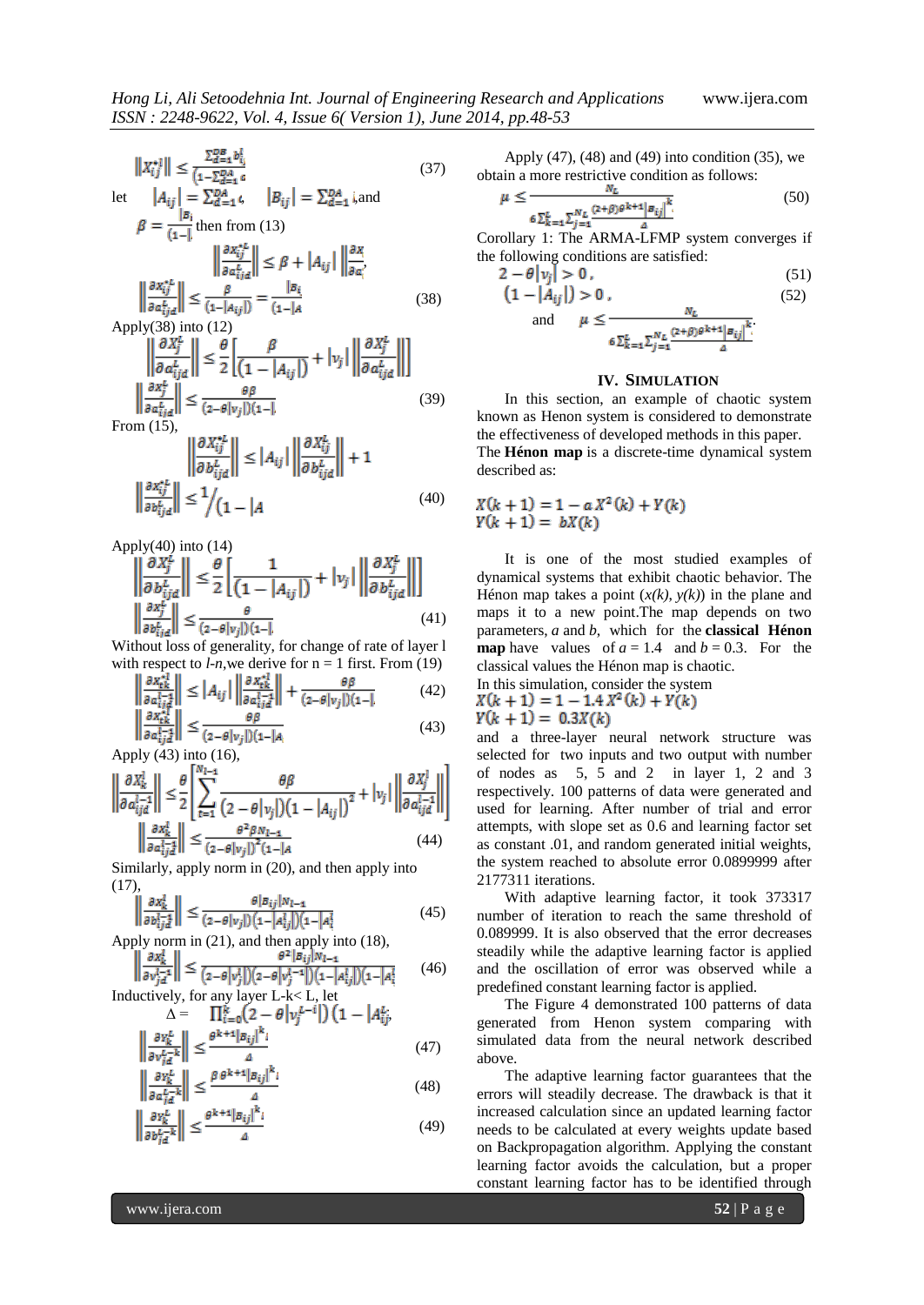$$\left\|x_{ij}^{*l}\right\| \leq \frac{\sum_{d=1}^{DB} b_{ij}^{l}}{\left(1-\sum_{d=1}^{DA} a\right.} \tag{37}$$

let $\left|A_{ij}\right| = \sum_{d=1}^{DA} a$, $\left|B_{ij}\right| = \sum_{d=1}^{DA}$ ,and $\beta = \frac{|B_i}{(1-|}$ then from (13)

$$\left\|\frac{\partial x_{ij}^{*L}}{\partial a_{ijd}^{L}}\right\| \leq \beta + \left|A_{ij}\right| \left\|\frac{\partial x}{\partial a}\right.$$

$$\left\|\frac{\partial x_{ij}^{*L}}{\partial a_{ijd}^{L}}\right\| \leq \frac{\beta}{(1-|A_{ij}|)} = \frac{|B_i}{(1-|A} \tag{38}$$

Apply(38) into (12)

$$\left\|\frac{\partial X_j^L}{\partial a_{ijd}^L}\right\| \leq \frac{\theta}{2}\left[\frac{\beta}{(1-|A_{ij}|)} + |v_j| \left\|\frac{\partial X_j^L}{\partial a_{ijd}^L}\right\|\right]$$

$$\left\|\frac{\partial x_j^L}{\partial a_{ijd}^L}\right\| \leq \frac{\theta\beta}{(2-\theta|v_j|)(1-|} \tag{39}$$

From (15),

$$\left\|\frac{\partial X_{ij}^{*L}}{\partial b_{ijd}^{L}}\right\| \leq \left|A_{ij}\right| \left\|\frac{\partial X_{ij}^{L}}{\partial b_{ijd}^{L}}\right\| + 1$$

$$\left\|\frac{\partial x_{ij}^{*L}}{\partial b_{ijd}^{L}}\right\| \leq 1/(1-|A \tag{40}$$

Apply(40) into (14)

$$\left\|\frac{\partial X_j^L}{\partial b_{ijd}^L}\right\| \leq \frac{\theta}{2}\left[\frac{1}{(1-|A_{ij}|)} + |v_j| \left\|\frac{\partial X_j^L}{\partial b_{ijd}^L}\right\|\right]$$

$$\left\|\frac{\partial x_j^L}{\partial b_{ijd}^L}\right\| \leq \frac{\theta}{(2-\theta|v_j|)(1-|} \tag{41}$$

Without loss of generality, for change of rate of layer l with respect to *l-n*,we derive for n = 1 first. From (19)

$$\left\|\frac{\partial x_{tk}^{*l}}{\partial a_{ijd}^{l-1}}\right\| \leq \left|A_{ij}\right| \left\|\frac{\partial x_{tk}^{*l}}{\partial a_{ijd}^{l-1}}\right\| + \frac{\theta\beta}{(2-\theta|v_j|)(1-|} \tag{42}$$

$$\left\|\frac{\partial x_{tk}^{*l}}{\partial a_{ijd}^{l-1}}\right\| \leq \frac{\theta\beta}{(2-\theta|v_j|)(1-|A} \tag{43}$$

Apply (43) into (16),

$$\left\|\frac{\partial X_k^l}{\partial a_{ijd}^{l-1}}\right\| \leq \frac{\theta}{2}\left[\sum_{t=1}^{N_{l-1}} \frac{\theta\beta}{(2-\theta|v_j|)(1-|A_{ij}|)^2} + |v_j| \left\|\frac{\partial X_j^l}{\partial a_{ijd}^{l-1}}\right\|\right]$$

$$\left\|\frac{\partial x_k^l}{\partial a_{ijd}^{l-1}}\right\| \leq \frac{\theta^2\beta N_{l-1}}{(2-\theta|v_j|)^2(1-|A} \tag{44}$$

Similarly, apply norm in (20), and then apply into (17),

$$\left\|\frac{\partial x_k^l}{\partial b_{ijd}^{l-1}}\right\| \leq \frac{\theta|B_{ij}|N_{l-1}}{(2-\theta|v_j|)(1-|A_{ij}^l|)(1-|A_i^l} \tag{45}$$

Apply norm in (21), and then apply into (18),

$$\left\|\frac{\partial x_k^l}{\partial v_{jd}^{l-1}}\right\| \leq \frac{\theta^2|B_{ij}|N_{l-1}}{(2-\theta|v_j^l|)(2-\theta|v_j^{l-1}|)(1-|A_{ij}^l|)(1-|A_i^l} \tag{46}$$

Inductively, for any layer L-k< L, let

$$\Delta = \prod_{i=0}^{k}\left(2-\theta|v_j^{L-i}|\right)\left(1-|A_{ij}^{L}\right.$$

$$\left\|\frac{\partial v_k^L}{\partial v_{jd}^{L-k}}\right\| \leq \frac{\theta^{k+1}|B_{ij}|^k}{\Delta} \tag{47}$$

$$\left\|\frac{\partial v_k^L}{\partial a_{jd}^{L-k}}\right\| \leq \frac{\beta\theta^{k+1}|B_{ij}|^k}{\Delta} \tag{48}$$

$$\left\|\frac{\partial v_k^L}{\partial b_{jd}^{L-k}}\right\| \leq \frac{\theta^{k+1}|B_{ij}|^k}{\Delta} \tag{49}$$

Apply (47), (48) and (49) into condition (35), we obtain a more restrictive condition as follows:

$$\mu \leq \frac{N_L}{6\sum_{k=1}^{L}\sum_{j=1}^{N_L}\frac{(2+\beta)\theta^{k+1}|B_{ij}|^k}{\Delta}} \tag{50}$$

Corollary 1: The ARMA-LFMP system converges if the following conditions are satisfied:

$$2-\theta|v_j| > 0, \tag{51}$$

$$(1-|A_{ij}|) > 0, \tag{52}$$

and $\mu \leq \frac{N_L}{6\sum_{k=1}^{L}\sum_{j=1}^{N_L}\frac{(2+\beta)\theta^{k+1}|B_{ij}|^k}{\Delta}}$.

## IV. Simulation

In this section, an example of chaotic system known as Henon system is considered to demonstrate the effectiveness of developed methods in this paper. The **Hénon map** is a discrete-time dynamical system described as:

$$X(k+1) = 1 - aX^2(k) + Y(k)$$
$$Y(k+1) = bX(k)$$

It is one of the most studied examples of dynamical systems that exhibit chaotic behavior. The Hénon map takes a point (*x(k), y(k)*) in the plane and maps it to a new point.The map depends on two parameters, *a* and *b*, which for the **classical Hénon map** have values of $a = 1.4$ and $b = 0.3$. For the classical values the Hénon map is chaotic.

In this simulation, consider the system

$$X(k+1) = 1 - 1.4X^2(k) + Y(k)$$
$$Y(k+1) = 0.3X(k)$$

and a three-layer neural network structure was selected for two inputs and two output with number of nodes as 5, 5 and 2 in layer 1, 2 and 3 respectively. 100 patterns of data were generated and used for learning. After number of trial and error attempts, with slope set as 0.6 and learning factor set as constant .01, and random generated initial weights, the system reached to absolute error 0.0899999 after 2177311 iterations.

With adaptive learning factor, it took 373317 number of iteration to reach the same threshold of 0.089999. It is also observed that the error decreases steadily while the adaptive learning factor is applied and the oscillation of error was observed while a predefined constant learning factor is applied.

The Figure 4 demonstrated 100 patterns of data generated from Henon system comparing with simulated data from the neural network described above.

The adaptive learning factor guarantees that the errors will steadily decrease. The drawback is that it increased calculation since an updated learning factor needs to be calculated at every weights update based on Backpropagation algorithm. Applying the constant learning factor avoids the calculation, but a proper constant learning factor has to be identified through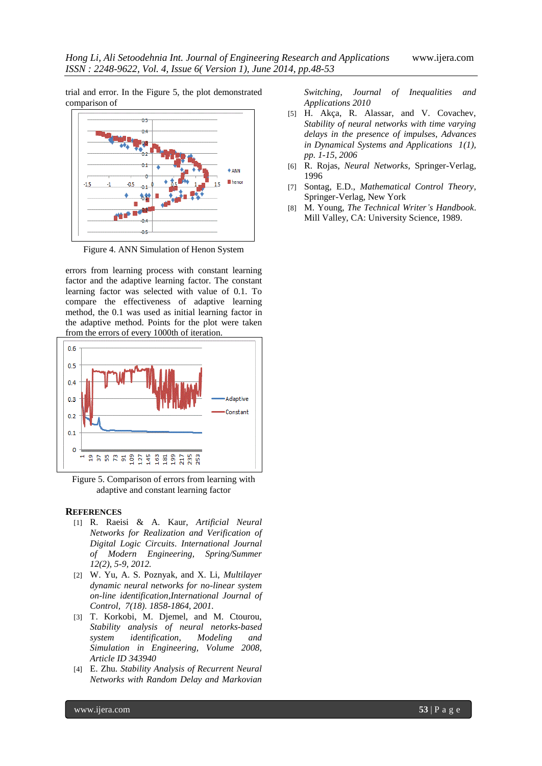trial and error. In the Figure 5, the plot demonstrated comparison of

0.5
0.4
0.3
0.2
0.1
0
-1.5 -1 -0.5 0 0.5 1 1.5
-0.1
-0.2
-0.3
-0.4
-0.5
ANN
henon

Figure 4. ANN Simulation of Henon System

errors from learning process with constant learning factor and the adaptive learning factor. The constant learning factor was selected with value of 0.1. To compare the effectiveness of adaptive learning method, the 0.1 was used as initial learning factor in the adaptive method. Points for the plot were taken from the errors of every 1000th of iteration.

0.6
0.5
0.4
0.3
0.2
0.1
0
1 19 37 55 73 91 109 127 145 163 181 199 217 235 253
Adaptive
Constant

Figure 5. Comparison of errors from learning with adaptive and constant learning factor

## REFERENCES

[1] R. Raeisi & A. Kaur, *Artificial Neural Networks for Realization and Verification of Digital Logic Circuits. International Journal of Modern Engineering, Spring/Summer 12(2), 5-9, 2012.*

[2] W. Yu, A. S. Poznyak, and X. Li, *Multilayer dynamic neural networks for no-linear system on-line identification,International Journal of Control, 7(18). 1858-1864, 2001.*

[3] T. Korkobi, M. Djemel, and M. Ctourou, *Stability analysis of neural netorks-based system identification, Modeling and Simulation in Engineering, Volume 2008, Article ID 343940*

[4] E. Zhu. *Stability Analysis of Recurrent Neural Networks with Random Delay and Markovian Switching, Journal of Inequalities and Applications 2010*

[5] H. Akça, R. Alassar, and V. Covachev, *Stability of neural networks with time varying delays in the presence of impulses, Advances in Dynamical Systems and Applications 1(1), pp. 1-15, 2006*

[6] R. Rojas, *Neural Networks*, Springer-Verlag, 1996

[7] Sontag, E.D., *Mathematical Control Theory*, Springer-Verlag, New York

[8] M. Young, *The Technical Writer's Handbook*. Mill Valley, CA: University Science, 1989.